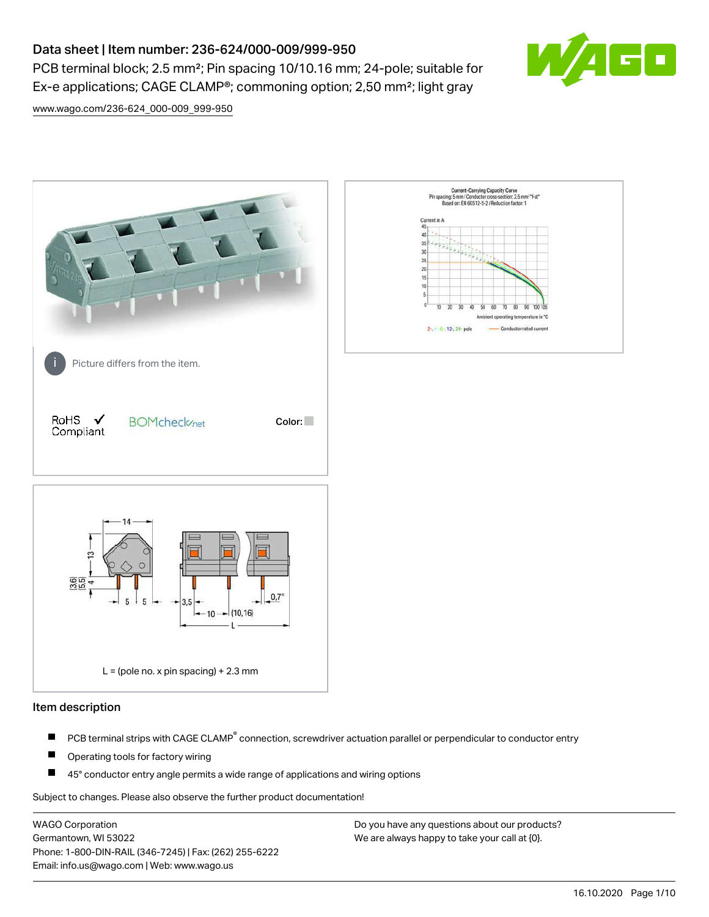# Data sheet | Item number: 236-624/000-009/999-950

PCB terminal block; 2.5 mm²; Pin spacing 10/10.16 mm; 24-pole; suitable for Ex-e applications; CAGE CLAMP®; commoning option; 2,50 mm²; light gray

www.wago.com/236-624_000-009_999-950

Picture differs from the item.

RoHS ✓ Compliant

BOMcheck.net

Color:

L = (pole no. x pin spacing) + 2.3 mm

## Item description

- PCB terminal strips with CAGE CLAMP® connection, screwdriver actuation parallel or perpendicular to conductor entry
- Operating tools for factory wiring
- 45° conductor entry angle permits a wide range of applications and wiring options

Subject to changes. Please also observe the further product documentation!

WAGO Corporation
Germantown, WI 53022
Phone: 1-800-DIN-RAIL (346-7245) | Fax: (262) 255-6222
Email: info.us@wago.com | Web: www.wago.us

Do you have any questions about our products?
We are always happy to take your call at {0}.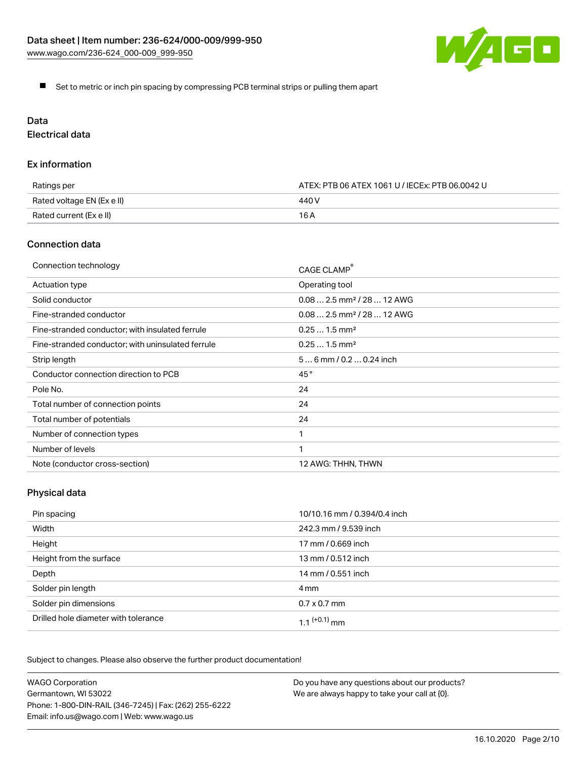- Set to metric or inch pin spacing by compressing PCB terminal strips or pulling them apart

## Data

### Electrical data

#### Ex information

| | |
|---|---|
| Ratings per | ATEX: PTB 06 ATEX 1061 U / IECEx: PTB 06.0042 U |
| Rated voltage EN (Ex e II) | 440 V |
| Rated current (Ex e II) | 16 A |

#### Connection data

| | |
|---|---|
| Connection technology | CAGE CLAMP® |
| Actuation type | Operating tool |
| Solid conductor | 0.08 … 2.5 mm² / 28 … 12 AWG |
| Fine-stranded conductor | 0.08 … 2.5 mm² / 28 … 12 AWG |
| Fine-stranded conductor; with insulated ferrule | 0.25 … 1.5 mm² |
| Fine-stranded conductor; with uninsulated ferrule | 0.25 … 1.5 mm² |
| Strip length | 5 … 6 mm / 0.2 … 0.24 inch |
| Conductor connection direction to PCB | 45 ° |
| Pole No. | 24 |
| Total number of connection points | 24 |
| Total number of potentials | 24 |
| Number of connection types | 1 |
| Number of levels | 1 |
| Note (conductor cross-section) | 12 AWG: THHN, THWN |

#### Physical data

| | |
|---|---|
| Pin spacing | 10/10.16 mm / 0.394/0.4 inch |
| Width | 242.3 mm / 9.539 inch |
| Height | 17 mm / 0.669 inch |
| Height from the surface | 13 mm / 0.512 inch |
| Depth | 14 mm / 0.551 inch |
| Solder pin length | 4 mm |
| Solder pin dimensions | 0.7 x 0.7 mm |
| Drilled hole diameter with tolerance | $1.1^{(+0.1)}$ mm |

Subject to changes. Please also observe the further product documentation!

WAGO Corporation
Germantown, WI 53022
Phone: 1-800-DIN-RAIL (346-7245) | Fax: (262) 255-6222
Email: info.us@wago.com | Web: www.wago.us

Do you have any questions about our products?
We are always happy to take your call at {0}.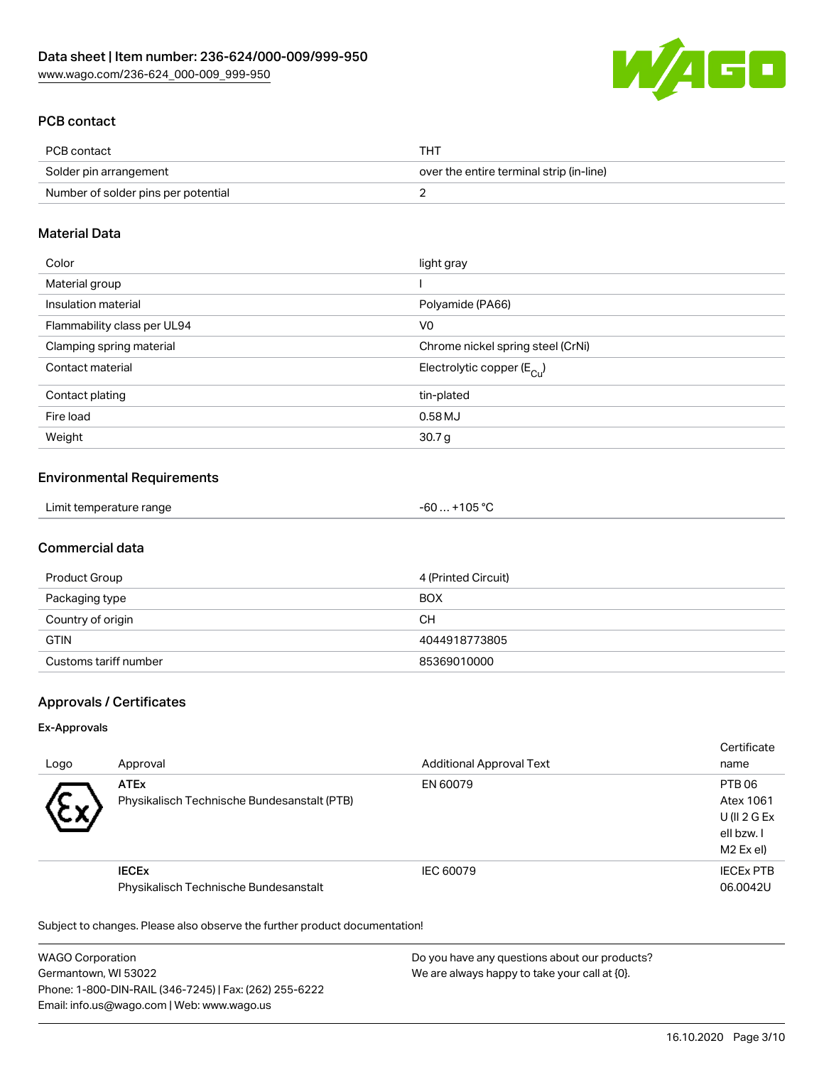## PCB contact

| PCB contact | THT |
| --- | --- |
| Solder pin arrangement | over the entire terminal strip (in-line) |
| Number of solder pins per potential | 2 |

## Material Data

| Color | light gray |
| --- | --- |
| Material group | I |
| Insulation material | Polyamide (PA66) |
| Flammability class per UL94 | V0 |
| Clamping spring material | Chrome nickel spring steel (CrNi) |
| Contact material | Electrolytic copper ($E_{Cu}$) |
| Contact plating | tin-plated |
| Fire load | 0.58 MJ |
| Weight | 30.7 g |

## Environmental Requirements

| Limit temperature range | -60 … +105 °C |
| --- | --- |

## Commercial data

| Product Group | 4 (Printed Circuit) |
| --- | --- |
| Packaging type | BOX |
| Country of origin | CH |
| GTIN | 4044918773805 |
| Customs tariff number | 85369010000 |

## Approvals / Certificates

### Ex-Approvals

| Logo | Approval | Additional Approval Text | Certificate name |
| --- | --- | --- | --- |
| | **ATEx** Physikalisch Technische Bundesanstalt (PTB) | EN 60079 | PTB 06 Atex 1061 U (II 2 G Ex ell bzw. I M2 Ex el) |
| | **IECEx** Physikalisch Technische Bundesanstalt | IEC 60079 | IECEx PTB 06.0042U |

Subject to changes. Please also observe the further product documentation!

WAGO Corporation
Germantown, WI 53022
Phone: 1-800-DIN-RAIL (346-7245) | Fax: (262) 255-6222
Email: info.us@wago.com | Web: www.wago.us

Do you have any questions about our products?
We are always happy to take your call at {0}.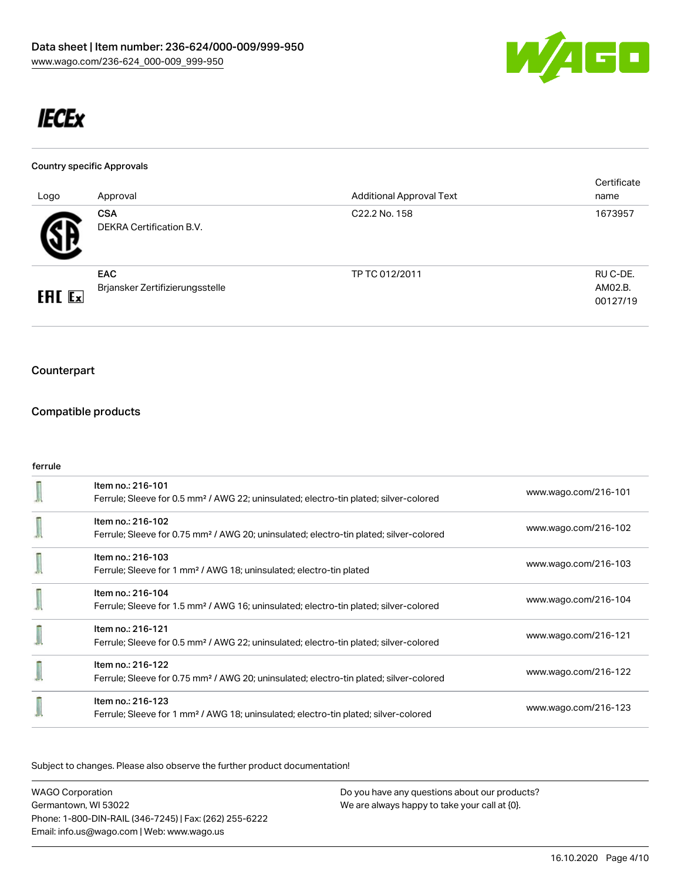IECEx

#### Country specific Approvals

| Logo | Approval | Additional Approval Text | Certificate name |
| --- | --- | --- | --- |
| | **CSA** DEKRA Certification B.V. | C22.2 No. 158 | 1673957 |
| | **EAC** Brjansker Zertifizierungsstelle | TP TC 012/2011 | RU C-DE. AM02.B. 00127/19 |

### Counterpart

### Compatible products

#### ferrule

| | | |
| --- | --- | --- |
| | Item no.: 216-101<br>Ferrule; Sleeve for 0.5 mm² / AWG 22; uninsulated; electro-tin plated; silver-colored | www.wago.com/216-101 |
| | Item no.: 216-102<br>Ferrule; Sleeve for 0.75 mm² / AWG 20; uninsulated; electro-tin plated; silver-colored | www.wago.com/216-102 |
| | Item no.: 216-103<br>Ferrule; Sleeve for 1 mm² / AWG 18; uninsulated; electro-tin plated | www.wago.com/216-103 |
| | Item no.: 216-104<br>Ferrule; Sleeve for 1.5 mm² / AWG 16; uninsulated; electro-tin plated; silver-colored | www.wago.com/216-104 |
| | Item no.: 216-121<br>Ferrule; Sleeve for 0.5 mm² / AWG 22; uninsulated; electro-tin plated; silver-colored | www.wago.com/216-121 |
| | Item no.: 216-122<br>Ferrule; Sleeve for 0.75 mm² / AWG 20; uninsulated; electro-tin plated; silver-colored | www.wago.com/216-122 |
| | Item no.: 216-123<br>Ferrule; Sleeve for 1 mm² / AWG 18; uninsulated; electro-tin plated; silver-colored | www.wago.com/216-123 |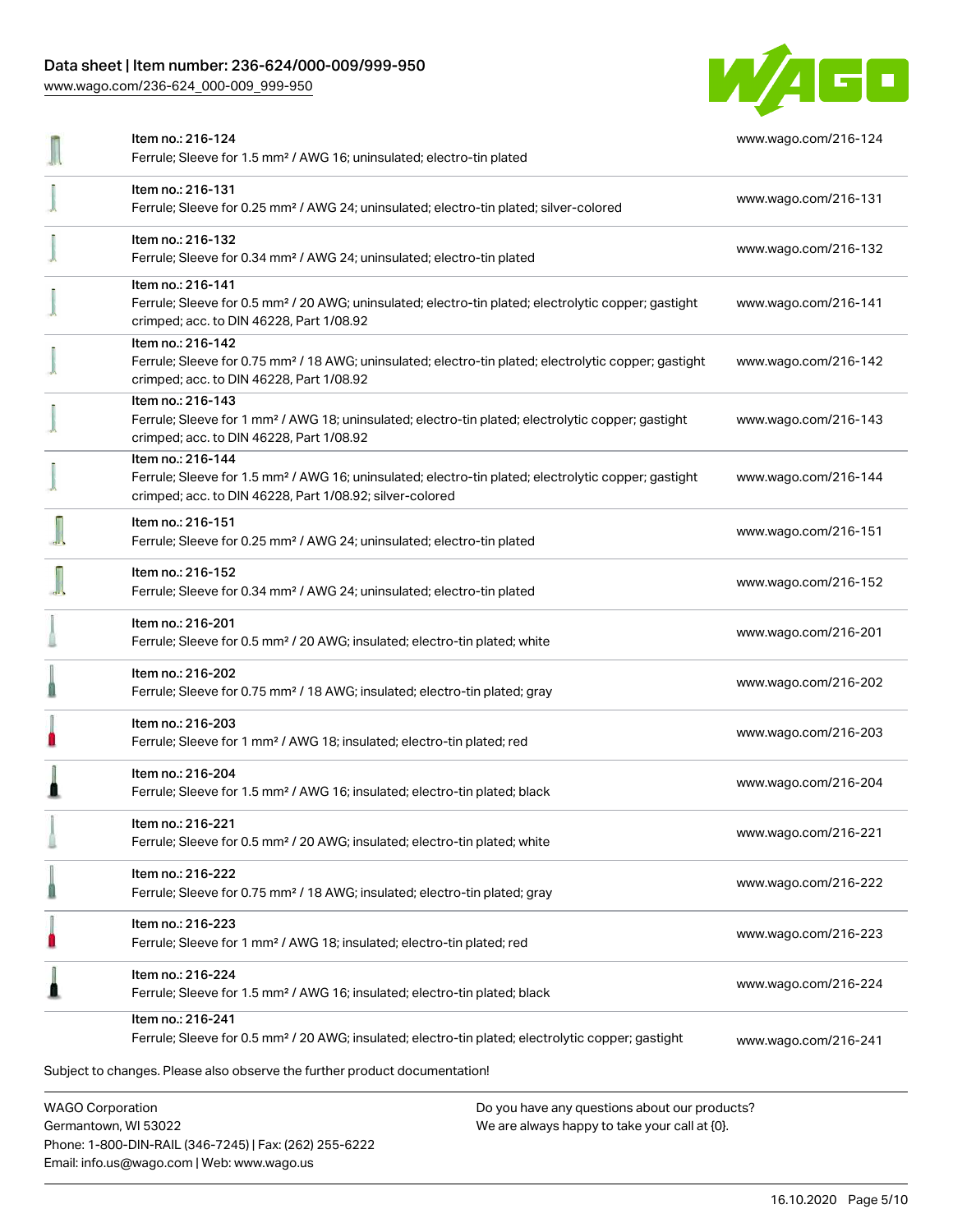| Item | URL |
| --- | --- |
| Item no.: 216-124<br>Ferrule; Sleeve for 1.5 mm² / AWG 16; uninsulated; electro-tin plated | www.wago.com/216-124 |
| Item no.: 216-131<br>Ferrule; Sleeve for 0.25 mm² / AWG 24; uninsulated; electro-tin plated; silver-colored | www.wago.com/216-131 |
| Item no.: 216-132<br>Ferrule; Sleeve for 0.34 mm² / AWG 24; uninsulated; electro-tin plated | www.wago.com/216-132 |
| Item no.: 216-141<br>Ferrule; Sleeve for 0.5 mm² / 20 AWG; uninsulated; electro-tin plated; electrolytic copper; gastight crimped; acc. to DIN 46228, Part 1/08.92 | www.wago.com/216-141 |
| Item no.: 216-142<br>Ferrule; Sleeve for 0.75 mm² / 18 AWG; uninsulated; electro-tin plated; electrolytic copper; gastight crimped; acc. to DIN 46228, Part 1/08.92 | www.wago.com/216-142 |
| Item no.: 216-143<br>Ferrule; Sleeve for 1 mm² / AWG 18; uninsulated; electro-tin plated; electrolytic copper; gastight crimped; acc. to DIN 46228, Part 1/08.92 | www.wago.com/216-143 |
| Item no.: 216-144<br>Ferrule; Sleeve for 1.5 mm² / AWG 16; uninsulated; electro-tin plated; electrolytic copper; gastight crimped; acc. to DIN 46228, Part 1/08.92; silver-colored | www.wago.com/216-144 |
| Item no.: 216-151<br>Ferrule; Sleeve for 0.25 mm² / AWG 24; uninsulated; electro-tin plated | www.wago.com/216-151 |
| Item no.: 216-152<br>Ferrule; Sleeve for 0.34 mm² / AWG 24; uninsulated; electro-tin plated | www.wago.com/216-152 |
| Item no.: 216-201<br>Ferrule; Sleeve for 0.5 mm² / 20 AWG; insulated; electro-tin plated; white | www.wago.com/216-201 |
| Item no.: 216-202<br>Ferrule; Sleeve for 0.75 mm² / 18 AWG; insulated; electro-tin plated; gray | www.wago.com/216-202 |
| Item no.: 216-203<br>Ferrule; Sleeve for 1 mm² / AWG 18; insulated; electro-tin plated; red | www.wago.com/216-203 |
| Item no.: 216-204<br>Ferrule; Sleeve for 1.5 mm² / AWG 16; insulated; electro-tin plated; black | www.wago.com/216-204 |
| Item no.: 216-221<br>Ferrule; Sleeve for 0.5 mm² / 20 AWG; insulated; electro-tin plated; white | www.wago.com/216-221 |
| Item no.: 216-222<br>Ferrule; Sleeve for 0.75 mm² / 18 AWG; insulated; electro-tin plated; gray | www.wago.com/216-222 |
| Item no.: 216-223<br>Ferrule; Sleeve for 1 mm² / AWG 18; insulated; electro-tin plated; red | www.wago.com/216-223 |
| Item no.: 216-224<br>Ferrule; Sleeve for 1.5 mm² / AWG 16; insulated; electro-tin plated; black | www.wago.com/216-224 |
| Item no.: 216-241<br>Ferrule; Sleeve for 0.5 mm² / 20 AWG; insulated; electro-tin plated; electrolytic copper; gastight | www.wago.com/216-241 |

Subject to changes. Please also observe the further product documentation!

WAGO Corporation
Germantown, WI 53022
Phone: 1-800-DIN-RAIL (346-7245) | Fax: (262) 255-6222
Email: info.us@wago.com | Web: www.wago.us

Do you have any questions about our products?
We are always happy to take your call at {0}.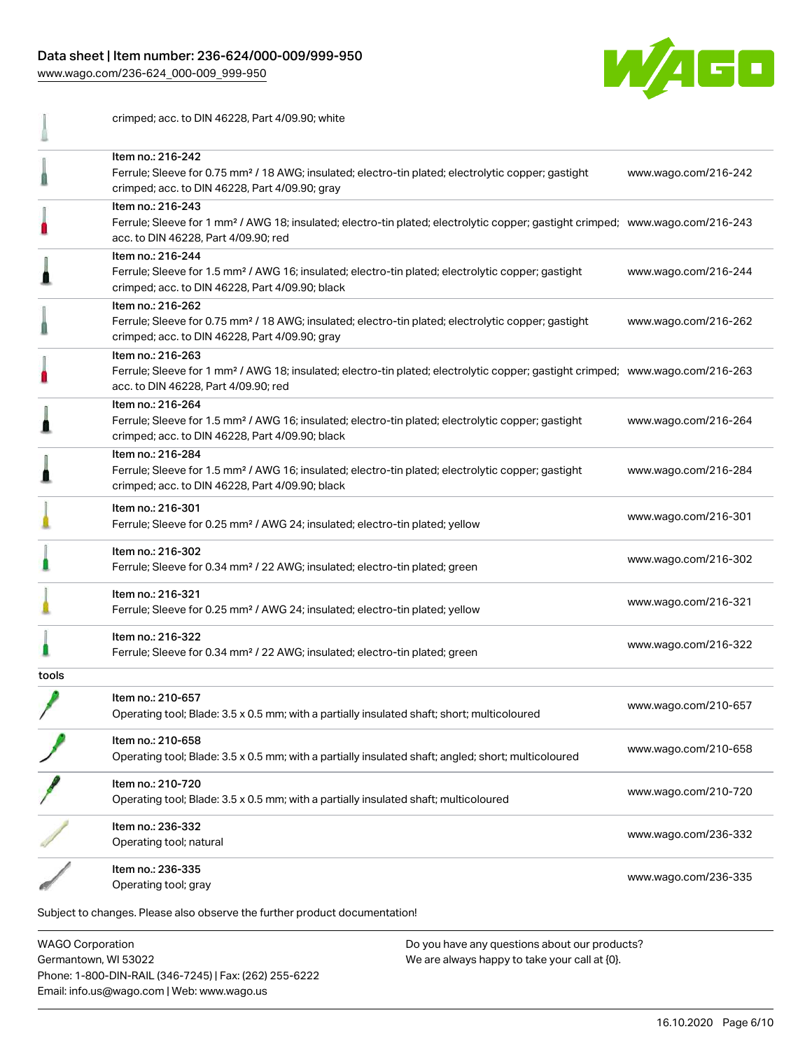| | | |
|---|---|---|
| | crimped; acc. to DIN 46228, Part 4/09.90; white | |
| | Item no.: 216-242<br>Ferrule; Sleeve for 0.75 mm² / 18 AWG; insulated; electro-tin plated; electrolytic copper; gastight crimped; acc. to DIN 46228, Part 4/09.90; gray | www.wago.com/216-242 |
| | Item no.: 216-243<br>Ferrule; Sleeve for 1 mm² / AWG 18; insulated; electro-tin plated; electrolytic copper; gastight crimped; acc. to DIN 46228, Part 4/09.90; red | www.wago.com/216-243 |
| | Item no.: 216-244<br>Ferrule; Sleeve for 1.5 mm² / AWG 16; insulated; electro-tin plated; electrolytic copper; gastight crimped; acc. to DIN 46228, Part 4/09.90; black | www.wago.com/216-244 |
| | Item no.: 216-262<br>Ferrule; Sleeve for 0.75 mm² / 18 AWG; insulated; electro-tin plated; electrolytic copper; gastight crimped; acc. to DIN 46228, Part 4/09.90; gray | www.wago.com/216-262 |
| | Item no.: 216-263<br>Ferrule; Sleeve for 1 mm² / AWG 18; insulated; electro-tin plated; electrolytic copper; gastight crimped; acc. to DIN 46228, Part 4/09.90; red | www.wago.com/216-263 |
| | Item no.: 216-264<br>Ferrule; Sleeve for 1.5 mm² / AWG 16; insulated; electro-tin plated; electrolytic copper; gastight crimped; acc. to DIN 46228, Part 4/09.90; black | www.wago.com/216-264 |
| | Item no.: 216-284<br>Ferrule; Sleeve for 1.5 mm² / AWG 16; insulated; electro-tin plated; electrolytic copper; gastight crimped; acc. to DIN 46228, Part 4/09.90; black | www.wago.com/216-284 |
| | Item no.: 216-301<br>Ferrule; Sleeve for 0.25 mm² / AWG 24; insulated; electro-tin plated; yellow | www.wago.com/216-301 |
| | Item no.: 216-302<br>Ferrule; Sleeve for 0.34 mm² / 22 AWG; insulated; electro-tin plated; green | www.wago.com/216-302 |
| | Item no.: 216-321<br>Ferrule; Sleeve for 0.25 mm² / AWG 24; insulated; electro-tin plated; yellow | www.wago.com/216-321 |
| | Item no.: 216-322<br>Ferrule; Sleeve for 0.34 mm² / 22 AWG; insulated; electro-tin plated; green | www.wago.com/216-322 |
| tools | | |
| | Item no.: 210-657<br>Operating tool; Blade: 3.5 x 0.5 mm; with a partially insulated shaft; short; multicoloured | www.wago.com/210-657 |
| | Item no.: 210-658<br>Operating tool; Blade: 3.5 x 0.5 mm; with a partially insulated shaft; angled; short; multicoloured | www.wago.com/210-658 |
| | Item no.: 210-720<br>Operating tool; Blade: 3.5 x 0.5 mm; with a partially insulated shaft; multicoloured | www.wago.com/210-720 |
| | Item no.: 236-332<br>Operating tool; natural | www.wago.com/236-332 |
| | Item no.: 236-335<br>Operating tool; gray | www.wago.com/236-335 |

Subject to changes. Please also observe the further product documentation!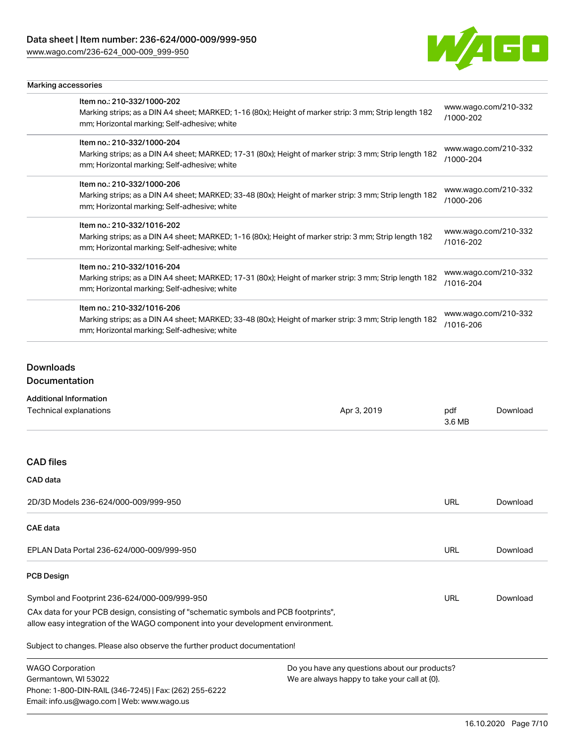## Marking accessories

| | | |
|---|---|---|
| | Item no.: 210-332/1000-202<br>Marking strips; as a DIN A4 sheet; MARKED; 1-16 (80x); Height of marker strip: 3 mm; Strip length 182 mm; Horizontal marking; Self-adhesive; white | www.wago.com/210-332/1000-202 |
| | Item no.: 210-332/1000-204<br>Marking strips; as a DIN A4 sheet; MARKED; 17-31 (80x); Height of marker strip: 3 mm; Strip length 182 mm; Horizontal marking; Self-adhesive; white | www.wago.com/210-332/1000-204 |
| | Item no.: 210-332/1000-206<br>Marking strips; as a DIN A4 sheet; MARKED; 33-48 (80x); Height of marker strip: 3 mm; Strip length 182 mm; Horizontal marking; Self-adhesive; white | www.wago.com/210-332/1000-206 |
| | Item no.: 210-332/1016-202<br>Marking strips; as a DIN A4 sheet; MARKED; 1-16 (80x); Height of marker strip: 3 mm; Strip length 182 mm; Horizontal marking; Self-adhesive; white | www.wago.com/210-332/1016-202 |
| | Item no.: 210-332/1016-204<br>Marking strips; as a DIN A4 sheet; MARKED; 17-31 (80x); Height of marker strip: 3 mm; Strip length 182 mm; Horizontal marking; Self-adhesive; white | www.wago.com/210-332/1016-204 |
| | Item no.: 210-332/1016-206<br>Marking strips; as a DIN A4 sheet; MARKED; 33-48 (80x); Height of marker strip: 3 mm; Strip length 182 mm; Horizontal marking; Self-adhesive; white | www.wago.com/210-332/1016-206 |

## Downloads
## Documentation

### Additional Information

| | | | |
|---|---|---|---|
| Technical explanations | Apr 3, 2019 | pdf<br>3.6 MB | Download |

## CAD files

### CAD data

| | | |
|---|---|---|
| 2D/3D Models 236-624/000-009/999-950 | URL | Download |

### CAE data

| | | |
|---|---|---|
| EPLAN Data Portal 236-624/000-009/999-950 | URL | Download |

### PCB Design

| | | |
|---|---|---|
| Symbol and Footprint 236-624/000-009/999-950 | URL | Download |

CAx data for your PCB design, consisting of "schematic symbols and PCB footprints", allow easy integration of the WAGO component into your development environment.

Subject to changes. Please also observe the further product documentation!

WAGO Corporation
Germantown, WI 53022
Phone: 1-800-DIN-RAIL (346-7245) | Fax: (262) 255-6222
Email: info.us@wago.com | Web: www.wago.us

Do you have any questions about our products?
We are always happy to take your call at {0}.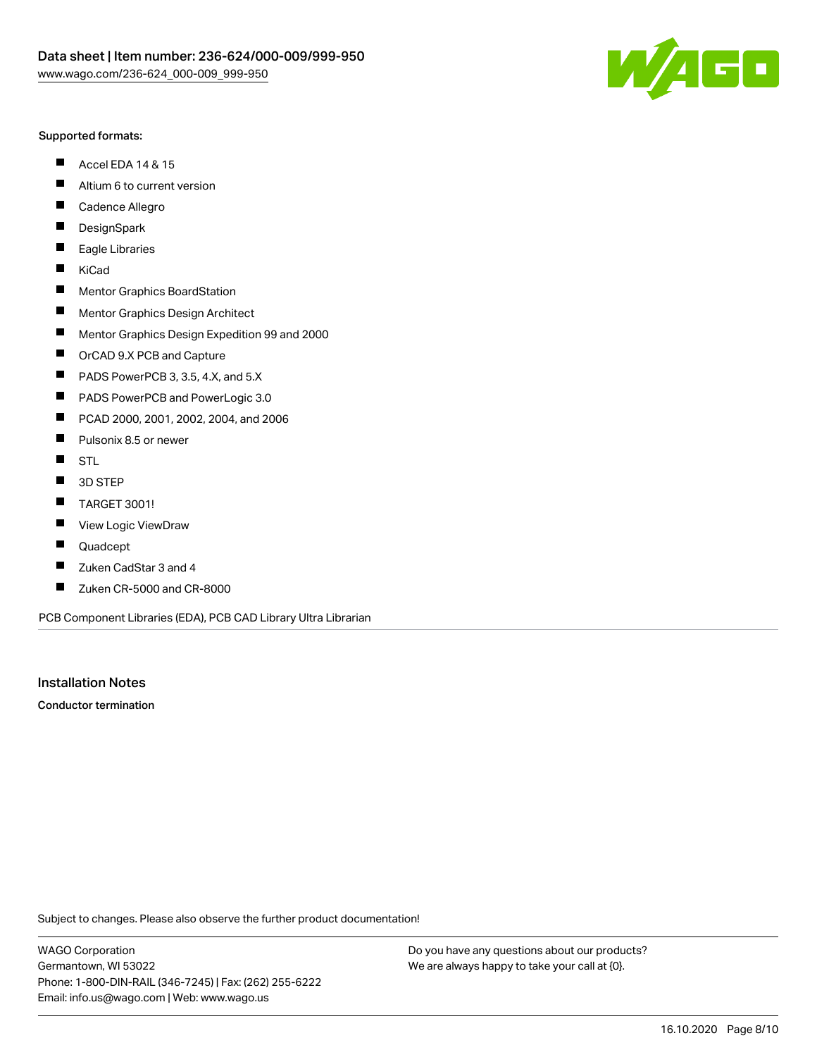Supported formats:

- Accel EDA 14 & 15
- Altium 6 to current version
- Cadence Allegro
- DesignSpark
- Eagle Libraries
- KiCad
- Mentor Graphics BoardStation
- Mentor Graphics Design Architect
- Mentor Graphics Design Expedition 99 and 2000
- OrCAD 9.X PCB and Capture
- PADS PowerPCB 3, 3.5, 4.X, and 5.X
- PADS PowerPCB and PowerLogic 3.0
- PCAD 2000, 2001, 2002, 2004, and 2006
- Pulsonix 8.5 or newer
- STL
- 3D STEP
- TARGET 3001!
- View Logic ViewDraw
- Quadcept
- Zuken CadStar 3 and 4
- Zuken CR-5000 and CR-8000

PCB Component Libraries (EDA), PCB CAD Library Ultra Librarian

## Installation Notes

**Conductor termination**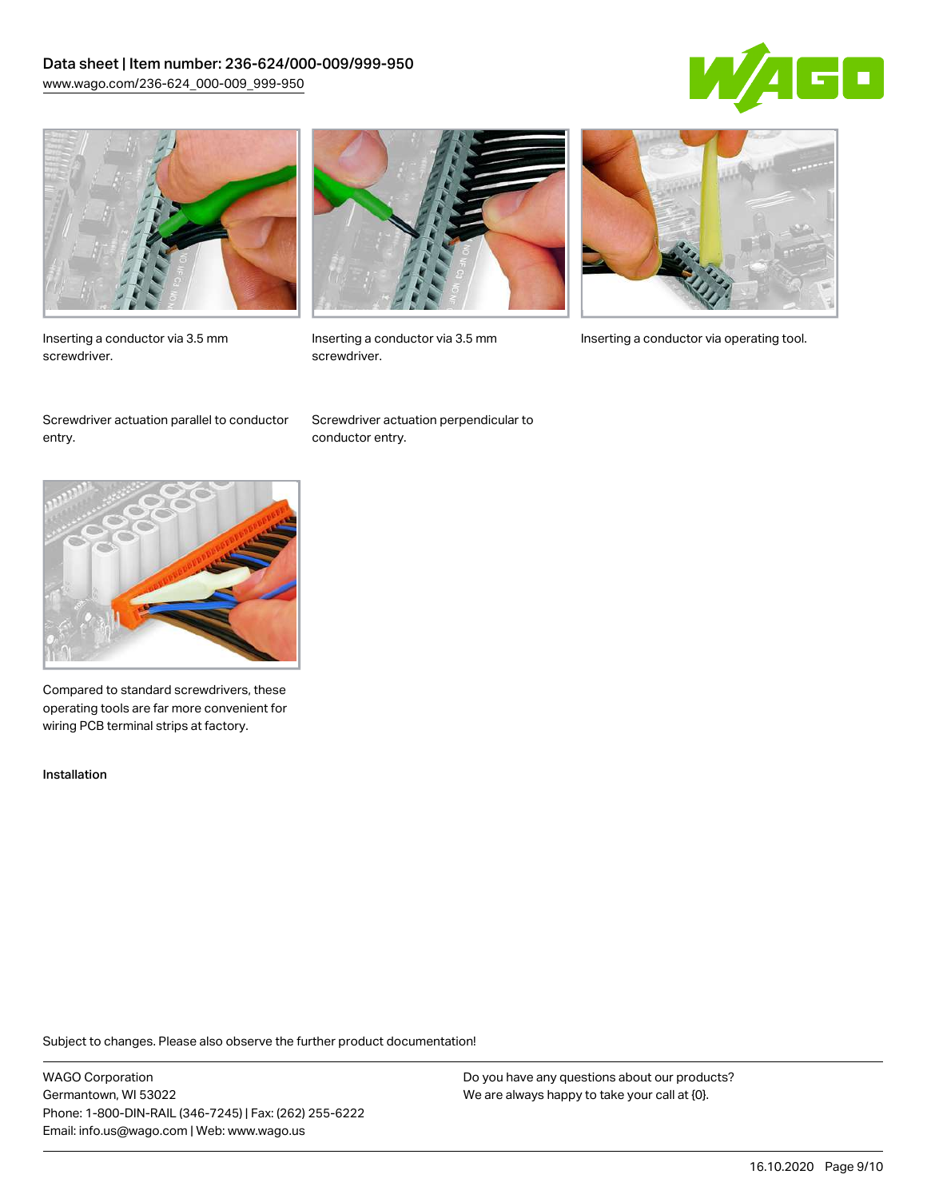Inserting a conductor via 3.5 mm screwdriver.

Inserting a conductor via 3.5 mm screwdriver.

Inserting a conductor via operating tool.

Screwdriver actuation parallel to conductor entry.

Screwdriver actuation perpendicular to conductor entry.

Compared to standard screwdrivers, these operating tools are far more convenient for wiring PCB terminal strips at factory.

Installation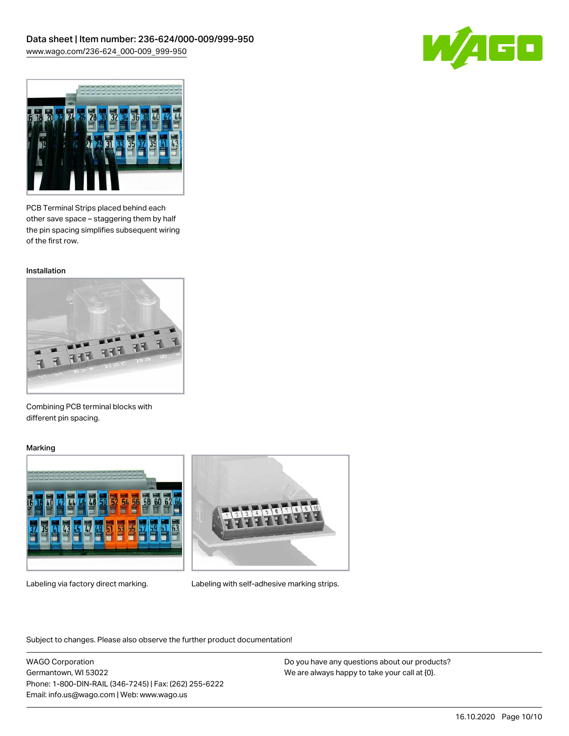PCB Terminal Strips placed behind each other save space – staggering them by half the pin spacing simplifies subsequent wiring of the first row.

### Installation

Combining PCB terminal blocks with different pin spacing.

### Marking

Labeling via factory direct marking.

Labeling with self-adhesive marking strips.

Subject to changes. Please also observe the further product documentation!

WAGO Corporation
Germantown, WI 53022
Phone: 1-800-DIN-RAIL (346-7245) | Fax: (262) 255-6222
Email: info.us@wago.com | Web: www.wago.us

Do you have any questions about our products?
We are always happy to take your call at {0}.